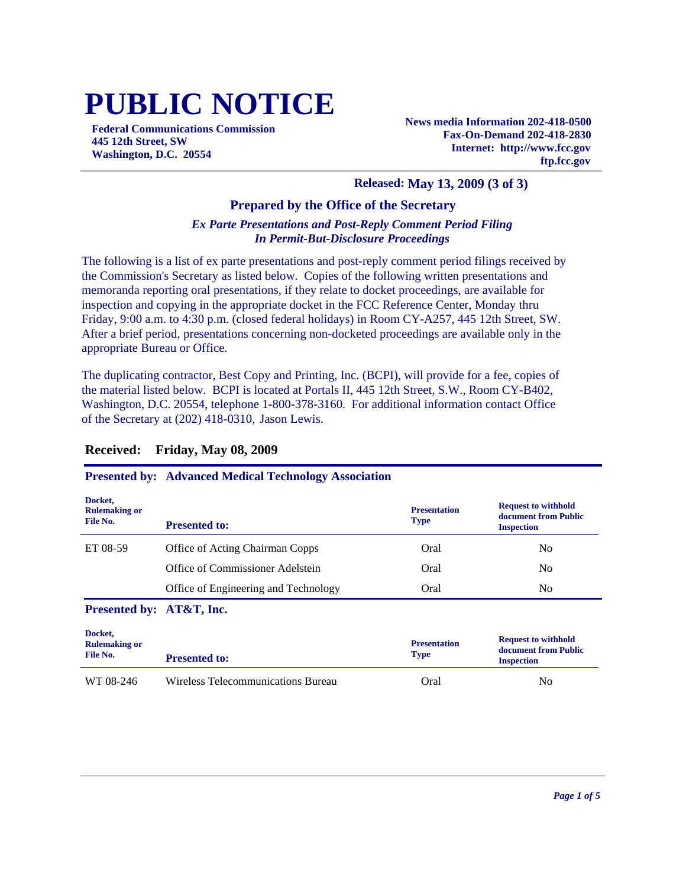# PUBLIC NOTICE

**Federal Communications Commission**
**445 12th Street, SW**
**Washington, D.C. 20554**

**News media Information 202-418-0500**
**Fax-On-Demand 202-418-2830**
**Internet: http://www.fcc.gov**
**ftp.fcc.gov**

**Released: May 13, 2009 (3 of 3)**

### Prepared by the Office of the Secretary

***Ex Parte Presentations and Post-Reply Comment Period Filing In Permit-But-Disclosure Proceedings***

The following is a list of ex parte presentations and post-reply comment period filings received by the Commission's Secretary as listed below. Copies of the following written presentations and memoranda reporting oral presentations, if they relate to docket proceedings, are available for inspection and copying in the appropriate docket in the FCC Reference Center, Monday thru Friday, 9:00 a.m. to 4:30 p.m. (closed federal holidays) in Room CY-A257, 445 12th Street, SW. After a brief period, presentations concerning non-docketed proceedings are available only in the appropriate Bureau or Office.

The duplicating contractor, Best Copy and Printing, Inc. (BCPI), will provide for a fee, copies of the material listed below. BCPI is located at Portals II, 445 12th Street, S.W., Room CY-B402, Washington, D.C. 20554, telephone 1-800-378-3160. For additional information contact Office of the Secretary at (202) 418-0310, Jason Lewis.

## Received: Friday, May 08, 2009

### Presented by: Advanced Medical Technology Association

| Docket, Rulemaking or File No. | Presented to: | Presentation Type | Request to withhold document from Public Inspection |
|---|---|---|---|
| ET 08-59 | Office of Acting Chairman Copps | Oral | No |
| | Office of Commissioner Adelstein | Oral | No |
| | Office of Engineering and Technology | Oral | No |

### Presented by: AT&T, Inc.

| Docket, Rulemaking or File No. | Presented to: | Presentation Type | Request to withhold document from Public Inspection |
|---|---|---|---|
| WT 08-246 | Wireless Telecommunications Bureau | Oral | No |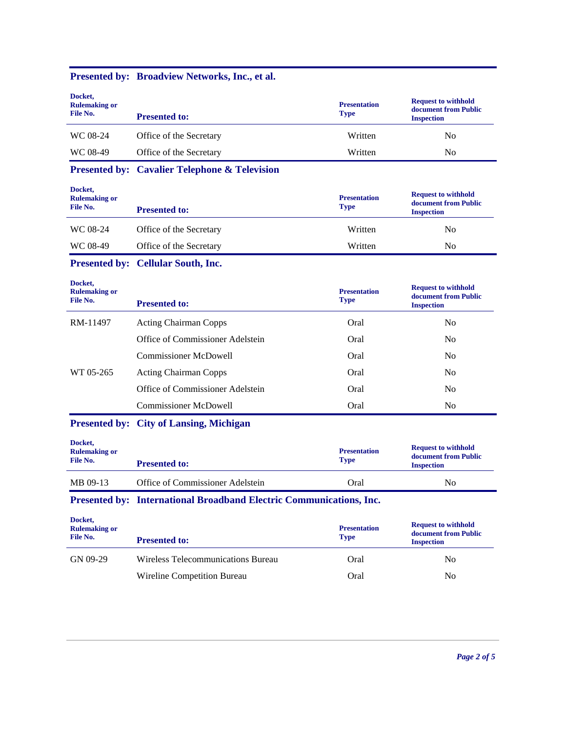## Presented by: Broadview Networks, Inc., et al.

| Docket, Rulemaking or File No. | Presented to: | Presentation Type | Request to withhold document from Public Inspection |
|---|---|---|---|
| WC 08-24 | Office of the Secretary | Written | No |
| WC 08-49 | Office of the Secretary | Written | No |

## Presented by: Cavalier Telephone & Television

| Docket, Rulemaking or File No. | Presented to: | Presentation Type | Request to withhold document from Public Inspection |
|---|---|---|---|
| WC 08-24 | Office of the Secretary | Written | No |
| WC 08-49 | Office of the Secretary | Written | No |

## Presented by: Cellular South, Inc.

| Docket, Rulemaking or File No. | Presented to: | Presentation Type | Request to withhold document from Public Inspection |
|---|---|---|---|
| RM-11497 | Acting Chairman Copps | Oral | No |
| | Office of Commissioner Adelstein | Oral | No |
| | Commissioner McDowell | Oral | No |
| WT 05-265 | Acting Chairman Copps | Oral | No |
| | Office of Commissioner Adelstein | Oral | No |
| | Commissioner McDowell | Oral | No |

## Presented by: City of Lansing, Michigan

| Docket, Rulemaking or File No. | Presented to: | Presentation Type | Request to withhold document from Public Inspection |
|---|---|---|---|
| MB 09-13 | Office of Commissioner Adelstein | Oral | No |

## Presented by: International Broadband Electric Communications, Inc.

| Docket, Rulemaking or File No. | Presented to: | Presentation Type | Request to withhold document from Public Inspection |
|---|---|---|---|
| GN 09-29 | Wireless Telecommunications Bureau | Oral | No |
| | Wireline Competition Bureau | Oral | No |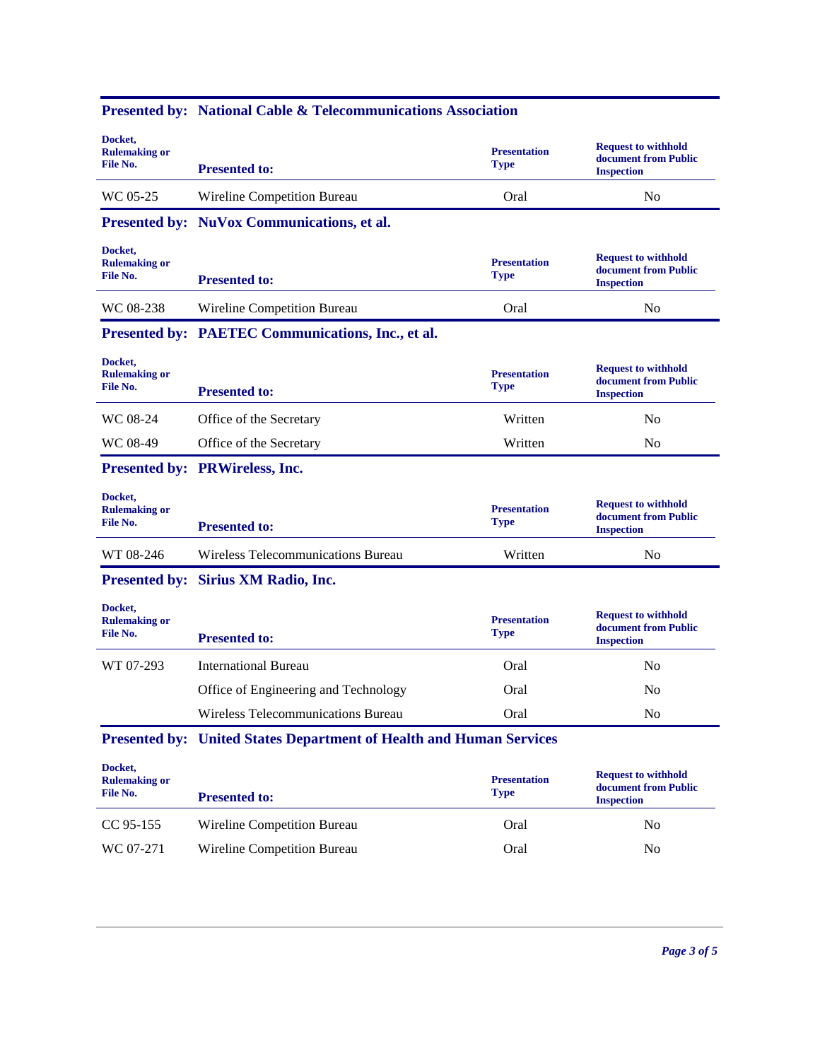**Presented by: National Cable & Telecommunications Association**

| Docket, Rulemaking or File No. | Presented to: | Presentation Type | Request to withhold document from Public Inspection |
|---|---|---|---|
| WC 05-25 | Wireline Competition Bureau | Oral | No |

**Presented by: NuVox Communications, et al.**

| Docket, Rulemaking or File No. | Presented to: | Presentation Type | Request to withhold document from Public Inspection |
|---|---|---|---|
| WC 08-238 | Wireline Competition Bureau | Oral | No |

**Presented by: PAETEC Communications, Inc., et al.**

| Docket, Rulemaking or File No. | Presented to: | Presentation Type | Request to withhold document from Public Inspection |
|---|---|---|---|
| WC 08-24 | Office of the Secretary | Written | No |
| WC 08-49 | Office of the Secretary | Written | No |

**Presented by: PRWireless, Inc.**

| Docket, Rulemaking or File No. | Presented to: | Presentation Type | Request to withhold document from Public Inspection |
|---|---|---|---|
| WT 08-246 | Wireless Telecommunications Bureau | Written | No |

**Presented by: Sirius XM Radio, Inc.**

| Docket, Rulemaking or File No. | Presented to: | Presentation Type | Request to withhold document from Public Inspection |
|---|---|---|---|
| WT 07-293 | International Bureau | Oral | No |
| | Office of Engineering and Technology | Oral | No |
| | Wireless Telecommunications Bureau | Oral | No |

**Presented by: United States Department of Health and Human Services**

| Docket, Rulemaking or File No. | Presented to: | Presentation Type | Request to withhold document from Public Inspection |
|---|---|---|---|
| CC 95-155 | Wireline Competition Bureau | Oral | No |
| WC 07-271 | Wireline Competition Bureau | Oral | No |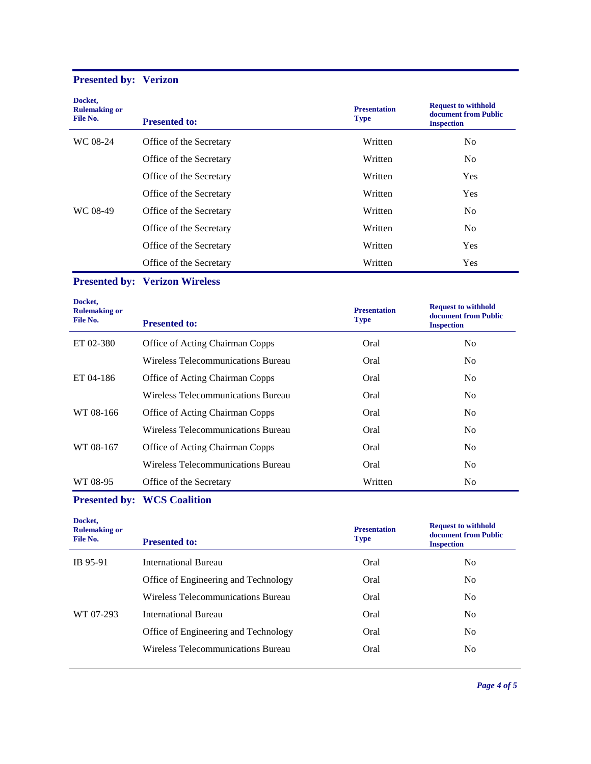## Presented by: Verizon

| Docket, Rulemaking or File No. | Presented to: | Presentation Type | Request to withhold document from Public Inspection |
|---|---|---|---|
| WC 08-24 | Office of the Secretary | Written | No |
| | Office of the Secretary | Written | No |
| | Office of the Secretary | Written | Yes |
| | Office of the Secretary | Written | Yes |
| WC 08-49 | Office of the Secretary | Written | No |
| | Office of the Secretary | Written | No |
| | Office of the Secretary | Written | Yes |
| | Office of the Secretary | Written | Yes |

## Presented by: Verizon Wireless

| Docket, Rulemaking or File No. | Presented to: | Presentation Type | Request to withhold document from Public Inspection |
|---|---|---|---|
| ET 02-380 | Office of Acting Chairman Copps | Oral | No |
| | Wireless Telecommunications Bureau | Oral | No |
| ET 04-186 | Office of Acting Chairman Copps | Oral | No |
| | Wireless Telecommunications Bureau | Oral | No |
| WT 08-166 | Office of Acting Chairman Copps | Oral | No |
| | Wireless Telecommunications Bureau | Oral | No |
| WT 08-167 | Office of Acting Chairman Copps | Oral | No |
| | Wireless Telecommunications Bureau | Oral | No |
| WT 08-95 | Office of the Secretary | Written | No |

## Presented by: WCS Coalition

| Docket, Rulemaking or File No. | Presented to: | Presentation Type | Request to withhold document from Public Inspection |
|---|---|---|---|
| IB 95-91 | International Bureau | Oral | No |
| | Office of Engineering and Technology | Oral | No |
| | Wireless Telecommunications Bureau | Oral | No |
| WT 07-293 | International Bureau | Oral | No |
| | Office of Engineering and Technology | Oral | No |
| | Wireless Telecommunications Bureau | Oral | No |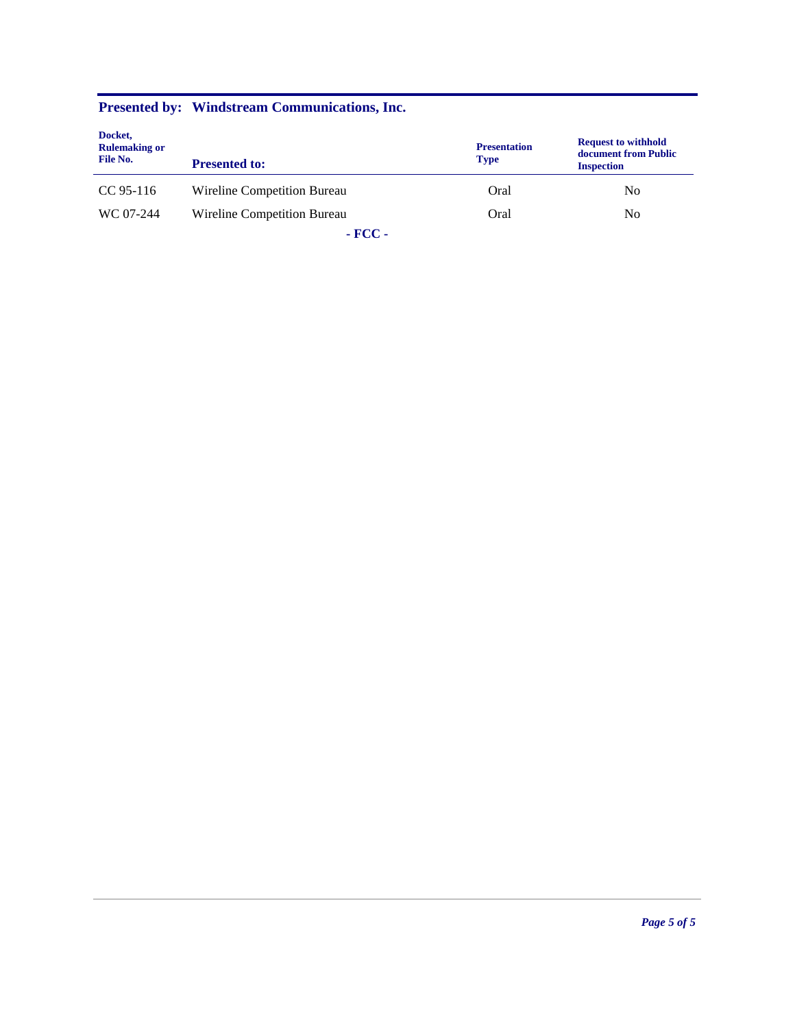**Presented by: Windstream Communications, Inc.**

| Docket, Rulemaking or File No. | Presented to: | Presentation Type | Request to withhold document from Public Inspection |
|---|---|---|---|
| CC 95-116 | Wireline Competition Bureau | Oral | No |
| WC 07-244 | Wireline Competition Bureau | Oral | No |

**- FCC -**